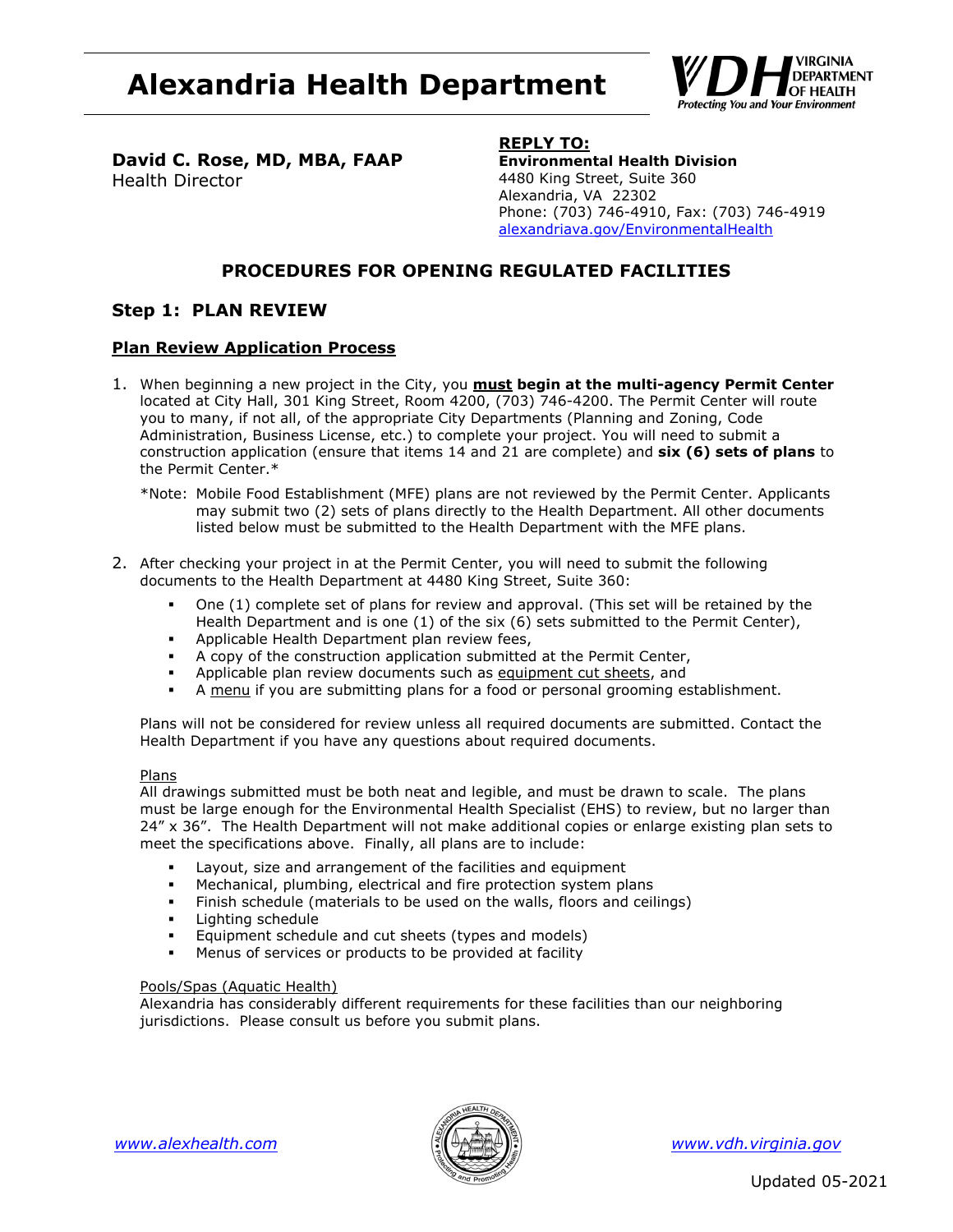# Alexandria Health Department

**David C. Rose, MD, MBA, FAAP**
Health Director

**REPLY TO:**
**Environmental Health Division**
4480 King Street, Suite 360
Alexandria, VA 22302
Phone: (703) 746-4910, Fax: (703) 746-4919
alexandriava.gov/EnvironmentalHealth

## PROCEDURES FOR OPENING REGULATED FACILITIES

## Step 1: PLAN REVIEW

### Plan Review Application Process

1. When beginning a new project in the City, you **must begin at the multi-agency Permit Center** located at City Hall, 301 King Street, Room 4200, (703) 746-4200. The Permit Center will route you to many, if not all, of the appropriate City Departments (Planning and Zoning, Code Administration, Business License, etc.) to complete your project. You will need to submit a construction application (ensure that items 14 and 21 are complete) and **six (6) sets of plans** to the Permit Center.*

   *Note: Mobile Food Establishment (MFE) plans are not reviewed by the Permit Center. Applicants may submit two (2) sets of plans directly to the Health Department. All other documents listed below must be submitted to the Health Department with the MFE plans.

2. After checking your project in at the Permit Center, you will need to submit the following documents to the Health Department at 4480 King Street, Suite 360:

   - One (1) complete set of plans for review and approval. (This set will be retained by the Health Department and is one (1) of the six (6) sets submitted to the Permit Center),
   - Applicable Health Department plan review fees,
   - A copy of the construction application submitted at the Permit Center,
   - Applicable plan review documents such as equipment cut sheets, and
   - A menu if you are submitting plans for a food or personal grooming establishment.

   Plans will not be considered for review unless all required documents are submitted. Contact the Health Department if you have any questions about required documents.

   Plans
   All drawings submitted must be both neat and legible, and must be drawn to scale. The plans must be large enough for the Environmental Health Specialist (EHS) to review, but no larger than 24” x 36”. The Health Department will not make additional copies or enlarge existing plan sets to meet the specifications above. Finally, all plans are to include:

   - Layout, size and arrangement of the facilities and equipment
   - Mechanical, plumbing, electrical and fire protection system plans
   - Finish schedule (materials to be used on the walls, floors and ceilings)
   - Lighting schedule
   - Equipment schedule and cut sheets (types and models)
   - Menus of services or products to be provided at facility

   Pools/Spas (Aquatic Health)
   Alexandria has considerably different requirements for these facilities than our neighboring jurisdictions. Please consult us before you submit plans.

www.alexhealth.com www.vdh.virginia.gov

Updated 05-2021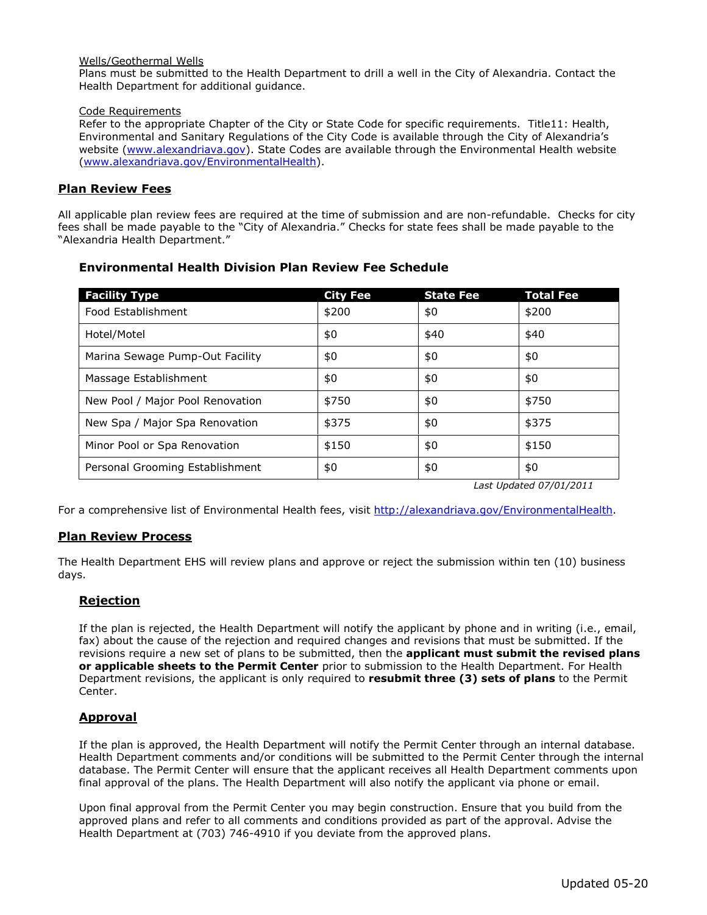Wells/Geothermal Wells
Plans must be submitted to the Health Department to drill a well in the City of Alexandria. Contact the Health Department for additional guidance.

Code Requirements
Refer to the appropriate Chapter of the City or State Code for specific requirements. Title11: Health, Environmental and Sanitary Regulations of the City Code is available through the City of Alexandria's website ([www.alexandriava.gov](www.alexandriava.gov)). State Codes are available through the Environmental Health website ([www.alexandriava.gov/EnvironmentalHealth](www.alexandriava.gov/EnvironmentalHealth)).

## Plan Review Fees

All applicable plan review fees are required at the time of submission and are non-refundable. Checks for city fees shall be made payable to the "City of Alexandria." Checks for state fees shall be made payable to the "Alexandria Health Department."

### Environmental Health Division Plan Review Fee Schedule

| Facility Type | City Fee | State Fee | Total Fee |
|---|---|---|---|
| Food Establishment | $200 | $0 | $200 |
| Hotel/Motel | $0 | $40 | $40 |
| Marina Sewage Pump-Out Facility | $0 | $0 | $0 |
| Massage Establishment | $0 | $0 | $0 |
| New Pool / Major Pool Renovation | $750 | $0 | $750 |
| New Spa / Major Spa Renovation | $375 | $0 | $375 |
| Minor Pool or Spa Renovation | $150 | $0 | $150 |
| Personal Grooming Establishment | $0 | $0 | $0 |

*Last Updated 07/01/2011*

For a comprehensive list of Environmental Health fees, visit [http://alexandriava.gov/EnvironmentalHealth](http://alexandriava.gov/EnvironmentalHealth).

## Plan Review Process

The Health Department EHS will review plans and approve or reject the submission within ten (10) business days.

### Rejection

If the plan is rejected, the Health Department will notify the applicant by phone and in writing (i.e., email, fax) about the cause of the rejection and required changes and revisions that must be submitted. If the revisions require a new set of plans to be submitted, then the **applicant must submit the revised plans or applicable sheets to the Permit Center** prior to submission to the Health Department. For Health Department revisions, the applicant is only required to **resubmit three (3) sets of plans** to the Permit Center.

### Approval

If the plan is approved, the Health Department will notify the Permit Center through an internal database. Health Department comments and/or conditions will be submitted to the Permit Center through the internal database. The Permit Center will ensure that the applicant receives all Health Department comments upon final approval of the plans. The Health Department will also notify the applicant via phone or email.

Upon final approval from the Permit Center you may begin construction. Ensure that you build from the approved plans and refer to all comments and conditions provided as part of the approval. Advise the Health Department at (703) 746-4910 if you deviate from the approved plans.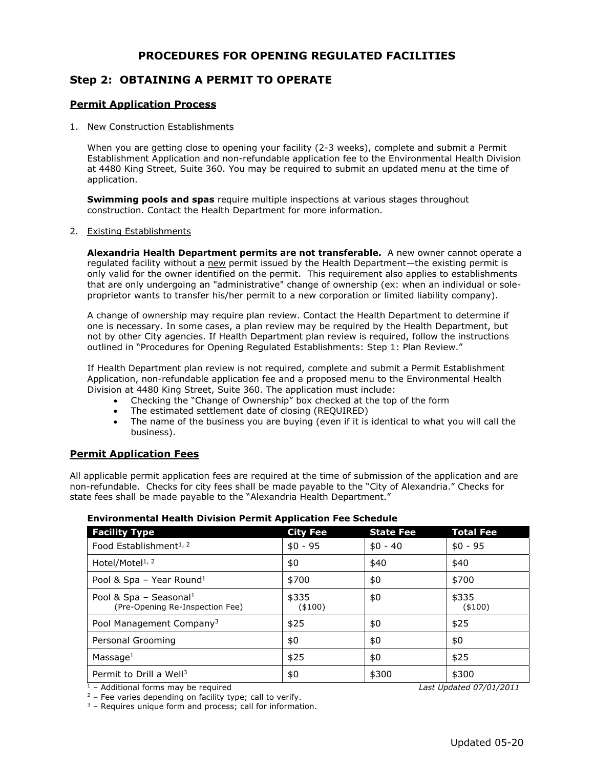# PROCEDURES FOR OPENING REGULATED FACILITIES

## Step 2: OBTAINING A PERMIT TO OPERATE

### Permit Application Process

1. New Construction Establishments

   When you are getting close to opening your facility (2-3 weeks), complete and submit a Permit Establishment Application and non-refundable application fee to the Environmental Health Division at 4480 King Street, Suite 360. You may be required to submit an updated menu at the time of application.

   **Swimming pools and spas** require multiple inspections at various stages throughout construction. Contact the Health Department for more information.

2. Existing Establishments

   **Alexandria Health Department permits are not transferable.** A new owner cannot operate a regulated facility without a new permit issued by the Health Department—the existing permit is only valid for the owner identified on the permit. This requirement also applies to establishments that are only undergoing an "administrative" change of ownership (ex: when an individual or sole-proprietor wants to transfer his/her permit to a new corporation or limited liability company).

   A change of ownership may require plan review. Contact the Health Department to determine if one is necessary. In some cases, a plan review may be required by the Health Department, but not by other City agencies. If Health Department plan review is required, follow the instructions outlined in "Procedures for Opening Regulated Establishments: Step 1: Plan Review."

   If Health Department plan review is not required, complete and submit a Permit Establishment Application, non-refundable application fee and a proposed menu to the Environmental Health Division at 4480 King Street, Suite 360. The application must include:
   - Checking the "Change of Ownership" box checked at the top of the form
   - The estimated settlement date of closing (REQUIRED)
   - The name of the business you are buying (even if it is identical to what you will call the business).

### Permit Application Fees

All applicable permit application fees are required at the time of submission of the application and are non-refundable. Checks for city fees shall be made payable to the "City of Alexandria." Checks for state fees shall be made payable to the "Alexandria Health Department."

**Environmental Health Division Permit Application Fee Schedule**

| Facility Type | City Fee | State Fee | Total Fee |
|---|---|---|---|
| Food Establishment[1, 2] | $0 - 95 | $0 - 40 | $0 - 95 |
| Hotel/Motel[1, 2] | $0 | $40 | $40 |
| Pool & Spa – Year Round[1] | $700 | $0 | $700 |
| Pool & Spa – Seasonal[1] (Pre-Opening Re-Inspection Fee) | $335 ($100) | $0 | $335 ($100) |
| Pool Management Company[3] | $25 | $0 | $25 |
| Personal Grooming | $0 | $0 | $0 |
| Massage[1] | $25 | $0 | $25 |
| Permit to Drill a Well[3] | $0 | $300 | $300 |

[1] – Additional forms may be required

*Last Updated 07/01/2011*

[2] – Fee varies depending on facility type; call to verify.

[3] – Requires unique form and process; call for information.

Updated 05-20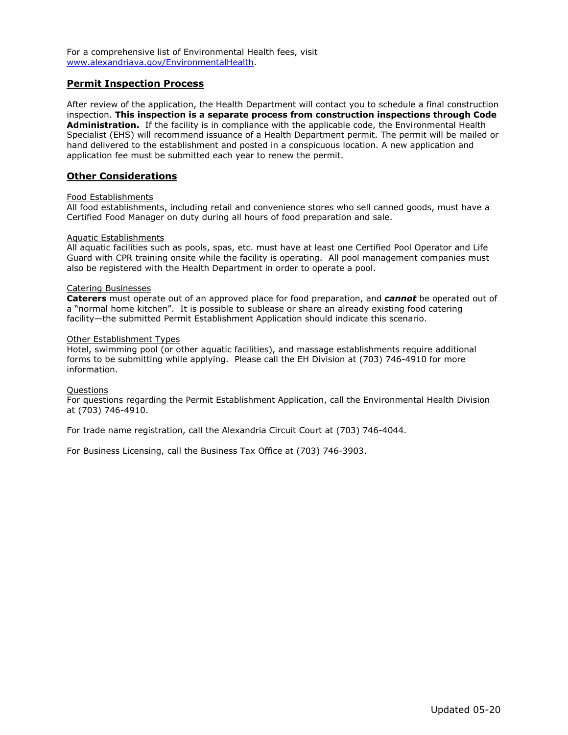For a comprehensive list of Environmental Health fees, visit [www.alexandriava.gov/EnvironmentalHealth](http://www.alexandriava.gov/EnvironmentalHealth).

## Permit Inspection Process

After review of the application, the Health Department will contact you to schedule a final construction inspection. **This inspection is a separate process from construction inspections through Code Administration.** If the facility is in compliance with the applicable code, the Environmental Health Specialist (EHS) will recommend issuance of a Health Department permit. The permit will be mailed or hand delivered to the establishment and posted in a conspicuous location. A new application and application fee must be submitted each year to renew the permit.

## Other Considerations

Food Establishments

All food establishments, including retail and convenience stores who sell canned goods, must have a Certified Food Manager on duty during all hours of food preparation and sale.

Aquatic Establishments

All aquatic facilities such as pools, spas, etc. must have at least one Certified Pool Operator and Life Guard with CPR training onsite while the facility is operating. All pool management companies must also be registered with the Health Department in order to operate a pool.

Catering Businesses

**Caterers** must operate out of an approved place for food preparation, and ***cannot*** be operated out of a "normal home kitchen". It is possible to sublease or share an already existing food catering facility—the submitted Permit Establishment Application should indicate this scenario.

Other Establishment Types

Hotel, swimming pool (or other aquatic facilities), and massage establishments require additional forms to be submitting while applying. Please call the EH Division at (703) 746-4910 for more information.

Questions

For questions regarding the Permit Establishment Application, call the Environmental Health Division at (703) 746-4910.

For trade name registration, call the Alexandria Circuit Court at (703) 746-4044.

For Business Licensing, call the Business Tax Office at (703) 746-3903.

Updated 05-20